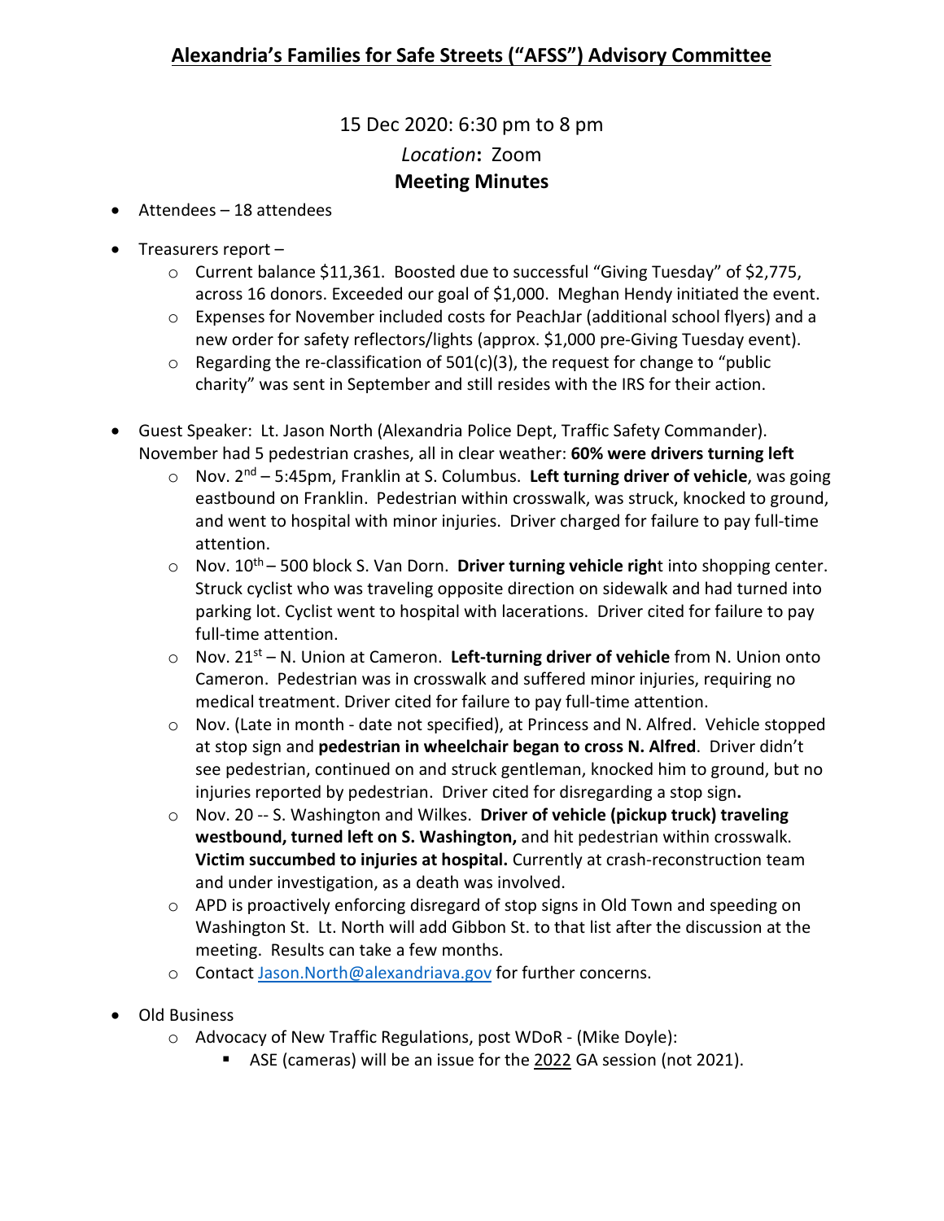# Alexandria's Families for Safe Streets ("AFSS") Advisory Committee

15 Dec 2020: 6:30 pm to 8 pm

*Location*: Zoom

**Meeting Minutes**

- Attendees – 18 attendees
- Treasurers report –
  - Current balance $11,361. Boosted due to successful "Giving Tuesday" of $2,775, across 16 donors. Exceeded our goal of $1,000. Meghan Hendy initiated the event.
  - Expenses for November included costs for PeachJar (additional school flyers) and a new order for safety reflectors/lights (approx. $1,000 pre-Giving Tuesday event).
  - Regarding the re-classification of 501(c)(3), the request for change to "public charity" was sent in September and still resides with the IRS for their action.
- Guest Speaker: Lt. Jason North (Alexandria Police Dept, Traffic Safety Commander). November had 5 pedestrian crashes, all in clear weather: **60% were drivers turning left**
  - Nov. 2nd – 5:45pm, Franklin at S. Columbus. **Left turning driver of vehicle**, was going eastbound on Franklin. Pedestrian within crosswalk, was struck, knocked to ground, and went to hospital with minor injuries. Driver charged for failure to pay full-time attention.
  - Nov. 10th – 500 block S. Van Dorn. **Driver turning vehicle righ**t into shopping center. Struck cyclist who was traveling opposite direction on sidewalk and had turned into parking lot. Cyclist went to hospital with lacerations. Driver cited for failure to pay full-time attention.
  - Nov. 21st – N. Union at Cameron. **Left-turning driver of vehicle** from N. Union onto Cameron. Pedestrian was in crosswalk and suffered minor injuries, requiring no medical treatment. Driver cited for failure to pay full-time attention.
  - Nov. (Late in month - date not specified), at Princess and N. Alfred. Vehicle stopped at stop sign and **pedestrian in wheelchair began to cross N. Alfred**. Driver didn't see pedestrian, continued on and struck gentleman, knocked him to ground, but no injuries reported by pedestrian. Driver cited for disregarding a stop sign**.**
  - Nov. 20 -- S. Washington and Wilkes. **Driver of vehicle (pickup truck) traveling westbound, turned left on S. Washington,** and hit pedestrian within crosswalk. **Victim succumbed to injuries at hospital.** Currently at crash-reconstruction team and under investigation, as a death was involved.
  - APD is proactively enforcing disregard of stop signs in Old Town and speeding on Washington St. Lt. North will add Gibbon St. to that list after the discussion at the meeting. Results can take a few months.
  - Contact [Jason.North@alexandriava.gov](mailto:Jason.North@alexandriava.gov) for further concerns.
- Old Business
  - Advocacy of New Traffic Regulations, post WDoR - (Mike Doyle):
    - ASE (cameras) will be an issue for the 2022 GA session (not 2021).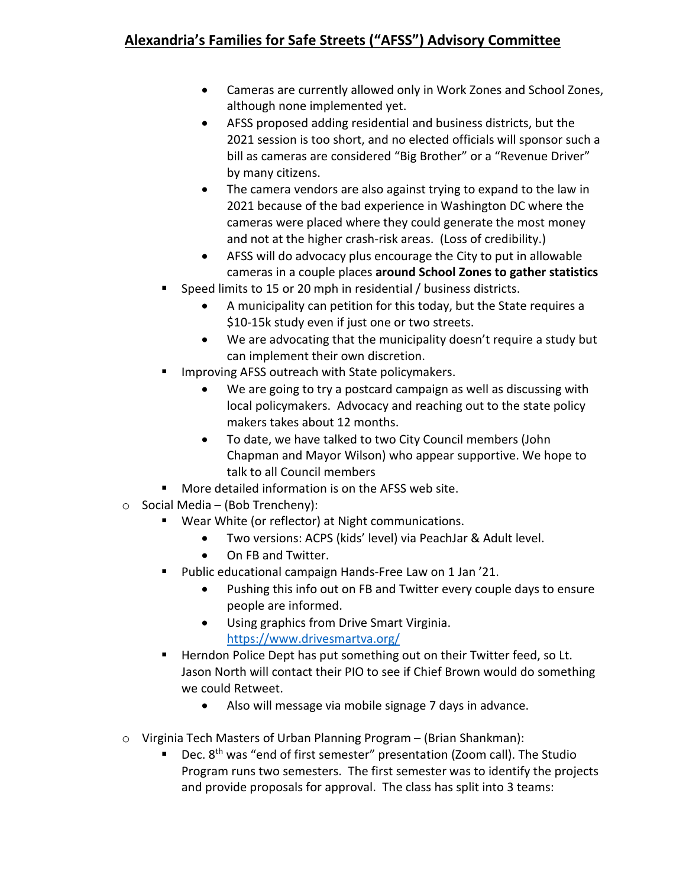- Cameras are currently allowed only in Work Zones and School Zones, although none implemented yet.
        - AFSS proposed adding residential and business districts, but the 2021 session is too short, and no elected officials will sponsor such a bill as cameras are considered "Big Brother" or a "Revenue Driver" by many citizens.
        - The camera vendors are also against trying to expand to the law in 2021 because of the bad experience in Washington DC where the cameras were placed where they could generate the most money and not at the higher crash-risk areas. (Loss of credibility.)
        - AFSS will do advocacy plus encourage the City to put in allowable cameras in a couple places **around School Zones to gather statistics**
    - Speed limits to 15 or 20 mph in residential / business districts.
        - A municipality can petition for this today, but the State requires a $10-15k study even if just one or two streets.
        - We are advocating that the municipality doesn't require a study but can implement their own discretion.
    - Improving AFSS outreach with State policymakers.
        - We are going to try a postcard campaign as well as discussing with local policymakers. Advocacy and reaching out to the state policy makers takes about 12 months.
        - To date, we have talked to two City Council members (John Chapman and Mayor Wilson) who appear supportive. We hope to talk to all Council members
    - More detailed information is on the AFSS web site.
- Social Media – (Bob Trencheny):
    - Wear White (or reflector) at Night communications.
        - Two versions: ACPS (kids' level) via PeachJar & Adult level.
        - On FB and Twitter.
    - Public educational campaign Hands-Free Law on 1 Jan '21.
        - Pushing this info out on FB and Twitter every couple days to ensure people are informed.
        - Using graphics from Drive Smart Virginia. https://www.drivesmartva.org/
    - Herndon Police Dept has put something out on their Twitter feed, so Lt. Jason North will contact their PIO to see if Chief Brown would do something we could Retweet.
        - Also will message via mobile signage 7 days in advance.
- Virginia Tech Masters of Urban Planning Program – (Brian Shankman):
    - Dec. 8th was "end of first semester" presentation (Zoom call). The Studio Program runs two semesters. The first semester was to identify the projects and provide proposals for approval. The class has split into 3 teams: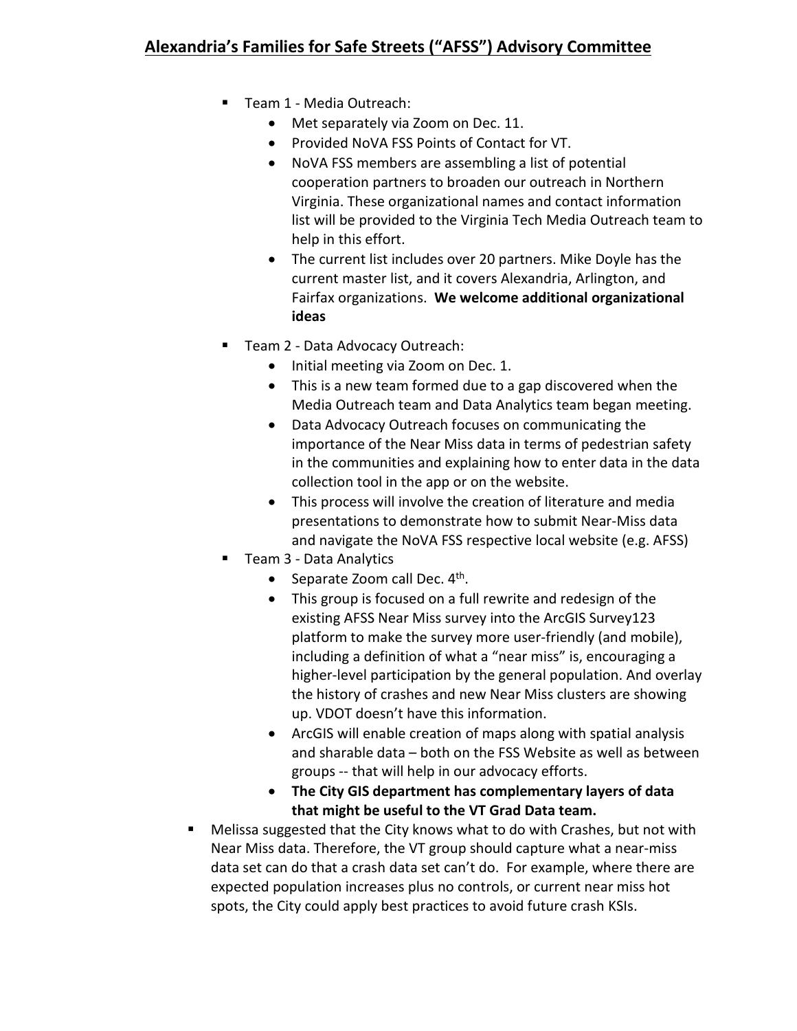- Team 1 - Media Outreach:
  - Met separately via Zoom on Dec. 11.
  - Provided NoVA FSS Points of Contact for VT.
  - NoVA FSS members are assembling a list of potential cooperation partners to broaden our outreach in Northern Virginia. These organizational names and contact information list will be provided to the Virginia Tech Media Outreach team to help in this effort.
  - The current list includes over 20 partners. Mike Doyle has the current master list, and it covers Alexandria, Arlington, and Fairfax organizations. **We welcome additional organizational ideas**
- Team 2 - Data Advocacy Outreach:
  - Initial meeting via Zoom on Dec. 1.
  - This is a new team formed due to a gap discovered when the Media Outreach team and Data Analytics team began meeting.
  - Data Advocacy Outreach focuses on communicating the importance of the Near Miss data in terms of pedestrian safety in the communities and explaining how to enter data in the data collection tool in the app or on the website.
  - This process will involve the creation of literature and media presentations to demonstrate how to submit Near-Miss data and navigate the NoVA FSS respective local website (e.g. AFSS)
- Team 3 - Data Analytics
  - Separate Zoom call Dec. 4th.
  - This group is focused on a full rewrite and redesign of the existing AFSS Near Miss survey into the ArcGIS Survey123 platform to make the survey more user-friendly (and mobile), including a definition of what a "near miss" is, encouraging a higher-level participation by the general population. And overlay the history of crashes and new Near Miss clusters are showing up. VDOT doesn't have this information.
  - ArcGIS will enable creation of maps along with spatial analysis and sharable data – both on the FSS Website as well as between groups -- that will help in our advocacy efforts.
  - **The City GIS department has complementary layers of data that might be useful to the VT Grad Data team.**
- Melissa suggested that the City knows what to do with Crashes, but not with Near Miss data. Therefore, the VT group should capture what a near-miss data set can do that a crash data set can't do. For example, where there are expected population increases plus no controls, or current near miss hot spots, the City could apply best practices to avoid future crash KSIs.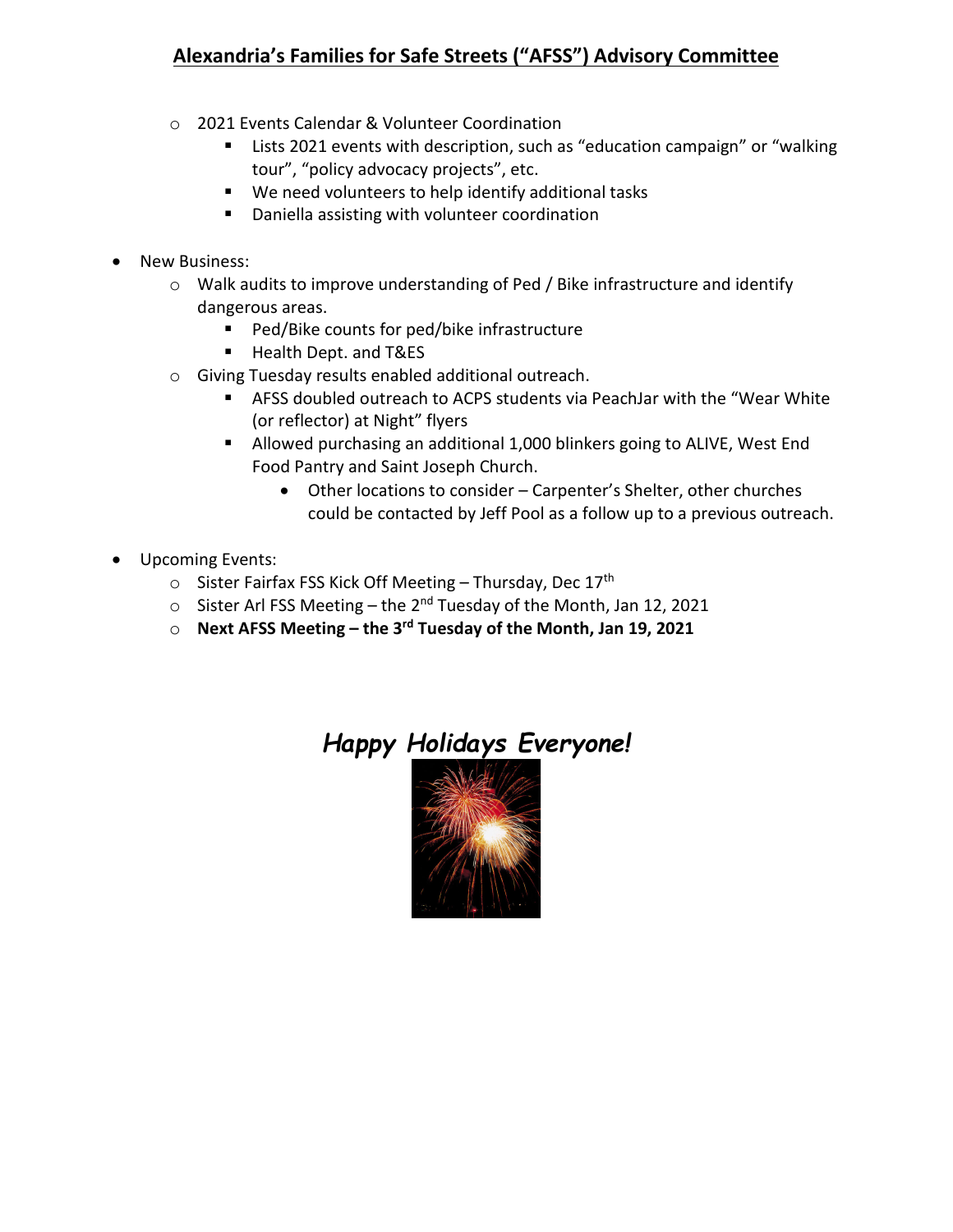## Alexandria's Families for Safe Streets ("AFSS") Advisory Committee

- 2021 Events Calendar & Volunteer Coordination
  - Lists 2021 events with description, such as "education campaign" or "walking tour", "policy advocacy projects", etc.
  - We need volunteers to help identify additional tasks
  - Daniella assisting with volunteer coordination

- New Business:
  - Walk audits to improve understanding of Ped / Bike infrastructure and identify dangerous areas.
    - Ped/Bike counts for ped/bike infrastructure
    - Health Dept. and T&ES
  - Giving Tuesday results enabled additional outreach.
    - AFSS doubled outreach to ACPS students via PeachJar with the "Wear White (or reflector) at Night" flyers
    - Allowed purchasing an additional 1,000 blinkers going to ALIVE, West End Food Pantry and Saint Joseph Church.
      - Other locations to consider – Carpenter's Shelter, other churches could be contacted by Jeff Pool as a follow up to a previous outreach.

- Upcoming Events:
  - Sister Fairfax FSS Kick Off Meeting – Thursday, Dec 17th
  - Sister Arl FSS Meeting – the 2nd Tuesday of the Month, Jan 12, 2021
  - **Next AFSS Meeting – the 3rd Tuesday of the Month, Jan 19, 2021**

***Happy Holidays Everyone!***